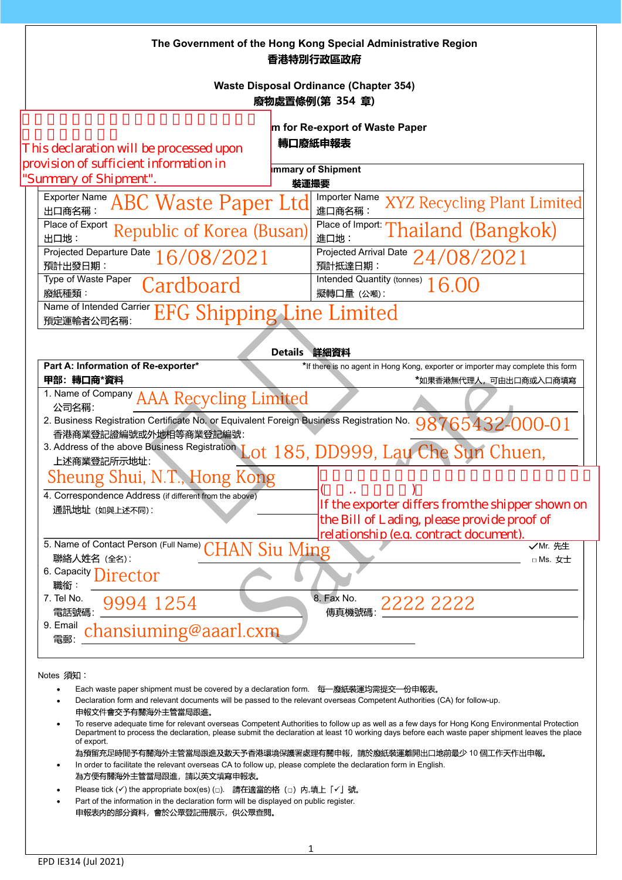The Government of the Hong Kong Special Administrative Region
香港特別行政區政府

Waste Disposal Ordinance (Chapter 354)
廢物處置條例(第 354 章)

**This declaration will be processed upon provision of sufficient information in "Summary of Shipment".**

## [Declaration For]m for Re-export of Waste Paper
## 轉口廢紙申報表

### [Su]mmary of Shipment 裝運撮要

| | | | |
|---|---|---|---|
| Exporter Name 出口商名稱： | ABC Waste Paper Ltd | Importer Name 進口商名稱： | XYZ Recycling Plant Limited |
| Place of Export 出口地： | Republic of Korea (Busan) | Place of Import: 進口地： | Thailand (Bangkok) |
| Projected Departure Date 預計出發日期： | 16/08/2021 | Projected Arrival Date 預計抵達日期： | 24/08/2021 |
| Type of Waste Paper 廢紙種類： | Cardboard | Intended Quantity (tonnes) 擬轉口量 (公噸)： | 16.00 |
| Name of Intended Carrier 預定運輸者公司名稱: | EFG Shipping Line Limited | | |

### Details 詳細資料

**Part A: Information of Re-exporter* 甲部：轉口商*資料**

*If there is no agent in Hong Kong, exporter or importer may complete this form
*如果香港無代理人，可由出口商或入口商填寫

1. Name of Company 公司名稱: AAA Recycling Limited
2. Business Registration Certificate No. or Equivalent Foreign Business Registration No. 香港商業登記證編號或外地相等商業登記編號: 98765432-000-01
3. Address of the above Business Registration 上述商業登記所示地址: Lot 185, DD999, Lau Che Sun Chuen, Sheung Shui, N.T., Hong Kong
4. Correspondence Address (if different from the above) 通訊地址（如與上述不同）:

**If the exporter differs from the shipper shown on the Bill of Lading, please provide proof of relationship (e.g. contract document).**

5. Name of Contact Person (Full Name) 聯絡人姓名（全名）: CHAN Siu Ming ✓Mr. 先生 □ Ms. 女士
6. Capacity 職銜： Director
7. Tel No. 電話號碼: 9994 1254
8. Fax No. 傳真機號碼: 2222 2222
9. Email 電郵: chansiuming@aaarl.cxm

Notes 須知：

- Each waste paper shipment must be covered by a declaration form. 每一廢紙裝運均需提交一份申報表。
- Declaration form and relevant documents will be passed to the relevant overseas Competent Authorities (CA) for follow-up.
  申報文件會交予有關海外主管當局跟進。
- To reserve adequate time for relevant overseas Competent Authorities to follow up as well as a few days for Hong Kong Environmental Protection Department to process the declaration, please submit the declaration at least 10 working days before each waste paper shipment leaves the place of export.
  為預留充足時間予有關海外主管當局跟進及數天予香港環境保護署處理有關申報，請於廢紙裝運離開出口地前最少 10 個工作天作出申報。
- In order to facilitate the relevant overseas CA to follow up, please complete the declaration form in English.
  為方便有關海外主管當局跟進，請以英文填寫申報表。
- Please tick (✓) the appropriate box(es) (□). 請在適當的格（□）內,填上「✓」號。
- Part of the information in the declaration form will be displayed on public register.
  申報表內的部分資料，會於公眾登記冊展示，供公眾查閱。

EPD IE314 (Jul 2021)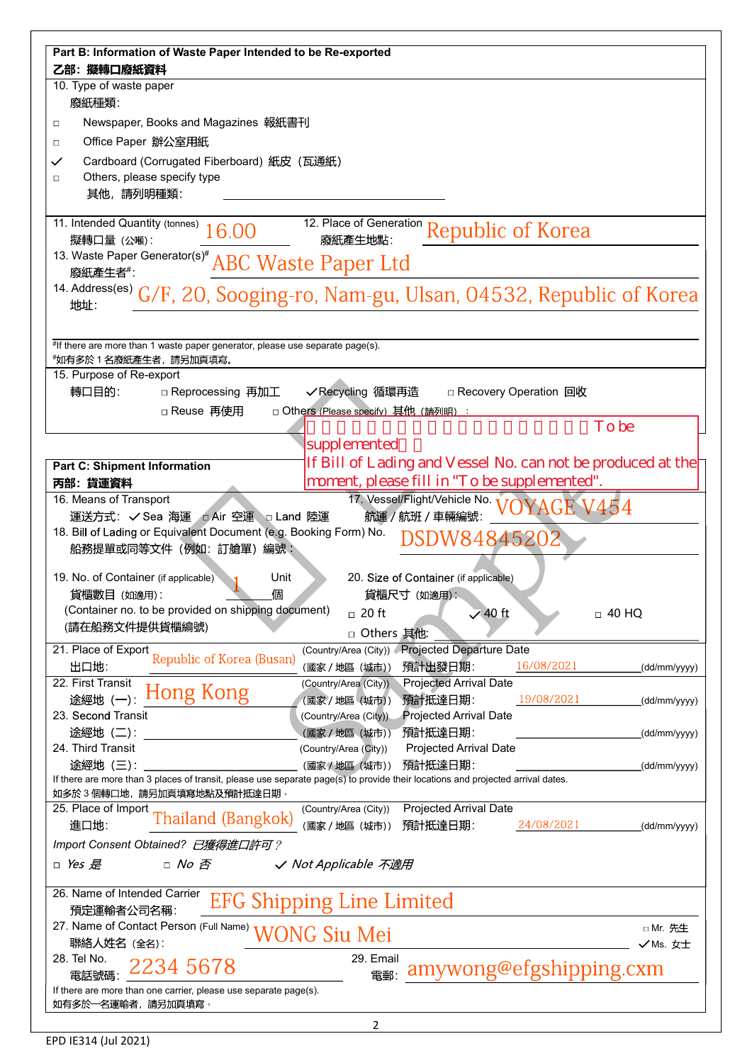## Part B: Information of Waste Paper Intended to be Re-exported
## 乙部：擬轉口廢紙資料

10. Type of waste paper
廢紙種類：

- ☐ Newspaper, Books and Magazines 報紙書刊
- ☐ Office Paper 辦公室用紙
- ✓ Cardboard (Corrugated Fiberboard) 紙皮（瓦通紙）
- ☐ Others, please specify type
  其他，請列明種類：

11. Intended Quantity (tonnes) 擬轉口量（公噸）: 16.00

12. Place of Generation 廢紙產生地點: Republic of Korea

13. Waste Paper Generator(s)[#] 廢紙產生者[#]: ABC Waste Paper Ltd

14. Address(es) 地址: G/F, 20, Sooging-ro, Nam-gu, Ulsan, 04532, Republic of Korea

[#]If there are more than 1 waste paper generator, please use separate page(s).
[#]如有多於 1 名廢紙產生者，請另加頁填寫。

15. Purpose of Re-export
轉口目的： ☐ Reprocessing 再加工 ✓Recycling 循環再造 ☐ Recovery Operation 回收
☐ Reuse 再使用 ☐ Others (Please specify) 其他（請列明）：

## Part C: Shipment Information
## 丙部：貨運資料

To be supplemented
If Bill of Lading and Vessel No. can not be produced at the moment, please fill in "To be supplemented".

16. Means of Transport
運送方式： ✓Sea 海運 ☐Air 空運 ☐Land 陸運

17. Vessel/Flight/Vehicle No. 航運 / 航班 / 車輛編號: VOYAGE V454

18. Bill of Lading or Equivalent Document (e.g. Booking Form) No.
船務提單或同等文件（例如：訂艙單）編號： DSDW84845202

19. No. of Container (if applicable) 貨櫃數目（如適用）: 1 Unit 個
(Container no. to be provided on shipping document)
(請在船務文件提供貨櫃編號)

20. Size of Container (if applicable) 貨櫃尺寸（如適用）:
☐ 20 ft ✓ 40 ft ☐ 40 HQ
☐ Others 其他:

| | Place (Country/Area (City)) (國家 / 地區（城市）) | Projected Departure / Arrival Date 預計出發 / 抵達日期 (dd/mm/yyyy) |
|---|---|---|
| 21. Place of Export 出口地 | Republic of Korea (Busan) | Projected Departure Date 預計出發日期: 16/08/2021 |
| 22. First Transit 途經地（一） | Hong Kong | Projected Arrival Date 預計抵達日期: 19/08/2021 |
| 23. Second Transit 途經地（二） | | Projected Arrival Date 預計抵達日期: |
| 24. Third Transit 途經地（三） | | Projected Arrival Date 預計抵達日期: |

If there are more than 3 places of transit, please use separate page(s) to provide their locations and projected arrival dates.
如多於 3 個轉口地，請另加頁填寫地點及預計抵達日期。

25. Place of Import 進口地: Thailand (Bangkok) (Country/Area (City)) (國家 / 地區（城市）) Projected Arrival Date 預計抵達日期: 24/08/2021 (dd/mm/yyyy)

*Import Consent Obtained? 已獲得進口許可？*
*☐ Yes 是* *☐ No 否* *✓ Not Applicable 不適用*

26. Name of Intended Carrier 預定運輸者公司名稱: EFG Shipping Line Limited

27. Name of Contact Person (Full Name) 聯絡人姓名（全名）: WONG Siu Mei ☐ Mr. 先生 ✓Ms. 女士

28. Tel No. 電話號碼: 2234 5678

29. Email 電郵: amywong@efgshipping.cxm

If there are more than one carrier, please use separate page(s).
如有多於一名運輸者，請另加頁填寫。

EPD IE314 (Jul 2021)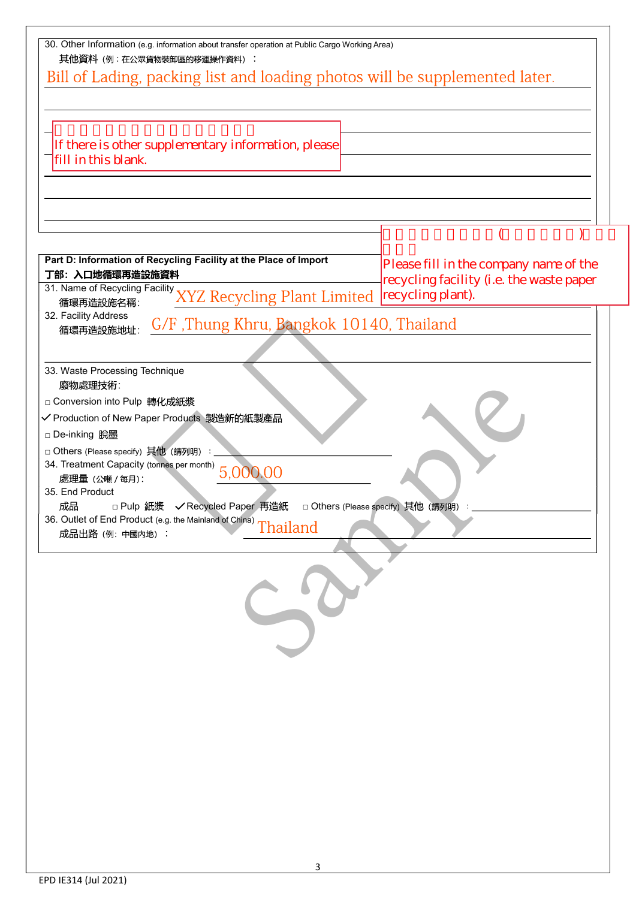30. Other Information (e.g. information about transfer operation at Public Cargo Working Area)
其他資料（例：在公眾貨物裝卸區的移運操作資料）：

Bill of Lading, packing list and loading photos will be supplemented later.

If there is other supplementary information, please fill in this blank.

## Part D: Information of Recycling Facility at the Place of Import
## 丁部：入口地循環再造設施資料

Please fill in the company name of the recycling facility (i.e. the waste paper recycling plant).

31. Name of Recycling Facility
循環再造設施名稱：XYZ Recycling Plant Limited

32. Facility Address
循環再造設施地址：G/F ,Thung Khru, Bangkok 10140, Thailand

33. Waste Processing Technique
廢物處理技術：

□ Conversion into Pulp 轉化成紙漿
✓ Production of New Paper Products 製造新的紙製產品
□ De-inking 脫墨
□ Others (Please specify) 其他（請列明）：

34. Treatment Capacity (tonnes per month)
處理量（公噸 / 每月）：5,000.00

35. End Product
成品 □ Pulp 紙漿 ✓ Recycled Paper 再造紙 □ Others (Please specify) 其他（請列明）：

36. Outlet of End Product (e.g. the Mainland of China)
成品出路（例：中國內地）：Thailand

EPD IE314 (Jul 2021)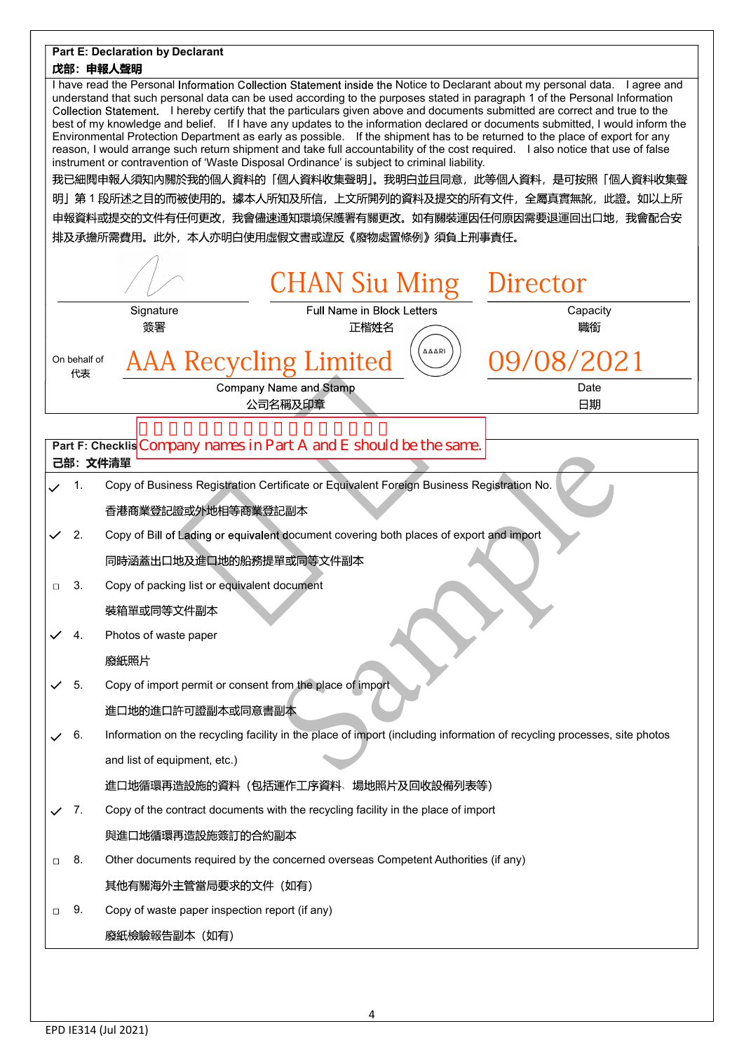## Part E: Declaration by Declarant
## 戊部：申報人聲明

I have read the Personal Information Collection Statement inside the Notice to Declarant about my personal data. I agree and understand that such personal data can be used according to the purposes stated in paragraph 1 of the Personal Information Collection Statement. I hereby certify that the particulars given above and documents submitted are correct and true to the best of my knowledge and belief. If I have any updates to the information declared or documents submitted, I would inform the Environmental Protection Department as early as possible. If the shipment has to be returned to the place of export for any reason, I would arrange such return shipment and take full accountability of the cost required. I also notice that use of false instrument or contravention of 'Waste Disposal Ordinance' is subject to criminal liability.

我已細閱申報人須知內關於我的個人資料的「個人資料收集聲明」。我明白並且同意，此等個人資料，是可按照「個人資料收集聲明」第 1 段所述之目的而被使用的。據本人所知及所信，上文所開列的資料及提交的所有文件，全屬真實無訛，此證。如以上所申報資料或提交的文件有任何更改，我會儘速通知環境保護署有關更改。如有關裝運因任何原因需要退運回出口地，我會配合安排及承擔所需費用。此外，本人亦明白使用虛假文書或違反《廢物處置條例》須負上刑事責任。

| Signature 簽署 | Full Name in Block Letters 正楷姓名 | Capacity 職銜 |
|---|---|---|
| (signature) | CHAN Siu Ming | Director |

On behalf of 代表: AAA Recycling Limited (Company Name and Stamp 公司名稱及印章) [Stamp: AAARL]

Date 日期: 09/08/2021

Company names in Part A and E should be the same.

## Part F: Checklist
## 己部：文件清單

- ✓ 1. Copy of Business Registration Certificate or Equivalent Foreign Business Registration No.
  香港商業登記證或外地相等商業登記副本
- ✓ 2. Copy of Bill of Lading or equivalent document covering both places of export and import
  同時涵蓋出口地及進口地的船務提單或同等文件副本
- □ 3. Copy of packing list or equivalent document
  裝箱單或同等文件副本
- ✓ 4. Photos of waste paper
  廢紙照片
- ✓ 5. Copy of import permit or consent from the place of import
  進口地的進口許可證副本或同意書副本
- ✓ 6. Information on the recycling facility in the place of import (including information of recycling processes, site photos and list of equipment, etc.)
  進口地循環再造設施的資料（包括運作工序資料、場地照片及回收設備列表等）
- ✓ 7. Copy of the contract documents with the recycling facility in the place of import
  與進口地循環再造設施簽訂的合約副本
- □ 8. Other documents required by the concerned overseas Competent Authorities (if any)
  其他有關海外主管當局要求的文件（如有）
- □ 9. Copy of waste paper inspection report (if any)
  廢紙檢驗報告副本（如有）

EPD IE314 (Jul 2021)